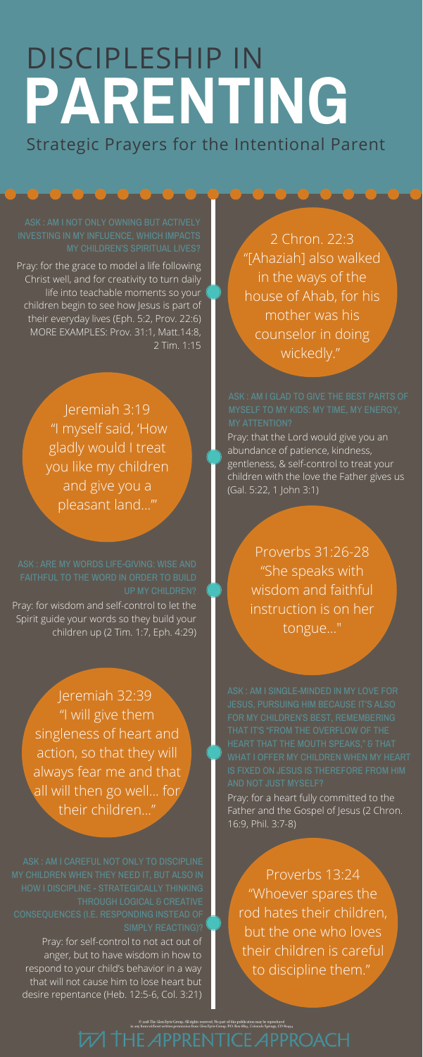# DISCIPLESHIP IN **PARENTING**

## Strategic Prayers for the Intentional Parent

**ASK : AM I NOT ONLY OWNING BUT ACTIVELY INVESTING IN MY INFLUENCE, WHICH IMPACTS MY CHILDREN'S SPIRITUAL LIVES?**

Pray: for the grace to model a life following Christ well, and for creativity to turn daily life into teachable moments so your children begin to see how Jesus is part of their everyday lives (Eph. 5:2, Prov. 22:6) MORE EXAMPLES: Prov. 31:1, Matt.14:8, 2 Tim. 1:15

2 Chron. 22:3
"[Ahaziah] also walked in the ways of the house of Ahab, for his mother was his counselor in doing wickedly."

**ASK : AM I GLAD TO GIVE THE BEST PARTS OF MYSELF TO MY KIDS: MY TIME, MY ENERGY, MY ATTENTION?**

Pray: that the Lord would give you an abundance of patience, kindness, gentleness, & self-control to treat your children with the love the Father gives us (Gal. 5:22, 1 John 3:1)

Jeremiah 3:19
"I myself said, 'How gladly would I treat you like my children and give you a pleasant land...'"

**ASK : ARE MY WORDS LIFE-GIVING: WISE AND FAITHFUL TO THE WORD IN ORDER TO BUILD UP MY CHILDREN?**

Pray: for wisdom and self-control to let the Spirit guide your words so they build your children up (2 Tim. 1:7, Eph. 4:29)

Proverbs 31:26-28
"She speaks with wisdom and faithful instruction is on her tongue..."

**ASK : AM I SINGLE-MINDED IN MY LOVE FOR JESUS, PURSUING HIM BECAUSE IT'S ALSO FOR MY CHILDREN'S BEST, REMEMBERING THAT IT'S "FROM THE OVERFLOW OF THE HEART THAT THE MOUTH SPEAKS," & THAT WHAT I OFFER MY CHILDREN WHEN MY HEART IS FIXED ON JESUS IS THEREFORE FROM HIM AND NOT JUST MYSELF?**

Pray: for a heart fully committed to the Father and the Gospel of Jesus (2 Chron. 16:9, Phil. 3:7-8)

Jeremiah 32:39
"I will give them singleness of heart and action, so that they will always fear me and that all will then go well... for their children..."

**ASK : AM I CAREFUL NOT ONLY TO DISCIPLINE MY CHILDREN WHEN THEY NEED IT, BUT ALSO IN HOW I DISCIPLINE - STRATEGICALLY THINKING THROUGH LOGICAL & CREATIVE CONSEQUENCES (I.E. RESPONDING INSTEAD OF SIMPLY REACTING)?**

Pray: for self-control to not act out of anger, but to have wisdom in how to respond to your child's behavior in a way that will not cause him to lose heart but desire repentance (Heb. 12:5-6, Col. 3:21)

Proverbs 13:24
"Whoever spares the rod hates their children, but the one who loves their children is careful to discipline them."

© 2018 The Glen Eyrie Group. All rights reserved. No part of this publication may be reproduced in any form without written permission from Glen Eyrie Group. P.O. Box 6819, Colorado Springs, CO 80934

THE APPRENTICE APPROACH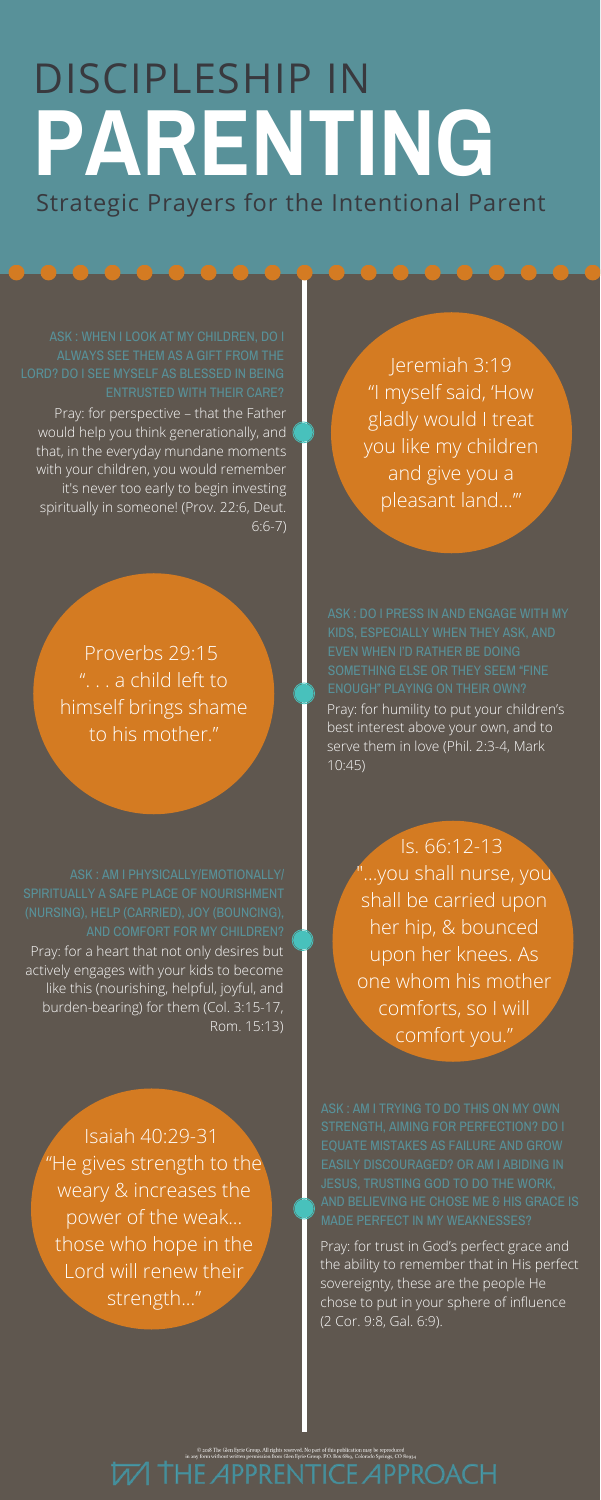# DISCIPLESHIP IN PARENTING

## Strategic Prayers for the Intentional Parent

ASK : WHEN I LOOK AT MY CHILDREN, DO I ALWAYS SEE THEM AS A GIFT FROM THE LORD? DO I SEE MYSELF AS BLESSED IN BEING ENTRUSTED WITH THEIR CARE?

Pray: for perspective – that the Father would help you think generationally, and that, in the everyday mundane moments with your children, you would remember it's never too early to begin investing spiritually in someone! (Prov. 22:6, Deut. 6:6-7)

Jeremiah 3:19
"I myself said, 'How gladly would I treat you like my children and give you a pleasant land...'"

Proverbs 29:15
". . . a child left to himself brings shame to his mother."

ASK : DO I PRESS IN AND ENGAGE WITH MY KIDS, ESPECIALLY WHEN THEY ASK, AND EVEN WHEN I'D RATHER BE DOING SOMETHING ELSE OR THEY SEEM "FINE ENOUGH" PLAYING ON THEIR OWN?

Pray: for humility to put your children's best interest above your own, and to serve them in love (Phil. 2:3-4, Mark 10:45)

ASK : AM I PHYSICALLY/EMOTIONALLY/ SPIRITUALLY A SAFE PLACE OF NOURISHMENT (NURSING), HELP (CARRIED), JOY (BOUNCING), AND COMFORT FOR MY CHILDREN?

Pray: for a heart that not only desires but actively engages with your kids to become like this (nourishing, helpful, joyful, and burden-bearing) for them (Col. 3:15-17, Rom. 15:13)

Is. 66:12-13
"...you shall nurse, you shall be carried upon her hip, & bounced upon her knees. As one whom his mother comforts, so I will comfort you."

Isaiah 40:29-31
"He gives strength to the weary & increases the power of the weak... those who hope in the Lord will renew their strength..."

ASK : AM I TRYING TO DO THIS ON MY OWN STRENGTH, AIMING FOR PERFECTION? DO I EQUATE MISTAKES AS FAILURE AND GROW EASILY DISCOURAGED? OR AM I ABIDING IN JESUS, TRUSTING GOD TO DO THE WORK, AND BELIEVING HE CHOSE ME & HIS GRACE IS MADE PERFECT IN MY WEAKNESSES?

Pray: for trust in God's perfect grace and the ability to remember that in His perfect sovereignty, these are the people He chose to put in your sphere of influence (2 Cor. 9:8, Gal. 6:9).

© 2018 The Glen Eyrie Group. All rights reserved. No part of this publication may be reproduced in any form without written permission from Glen Eyrie Group, P.O. Box 6814, Colorado Springs, CO 80934

THE APPRENTICE APPROACH